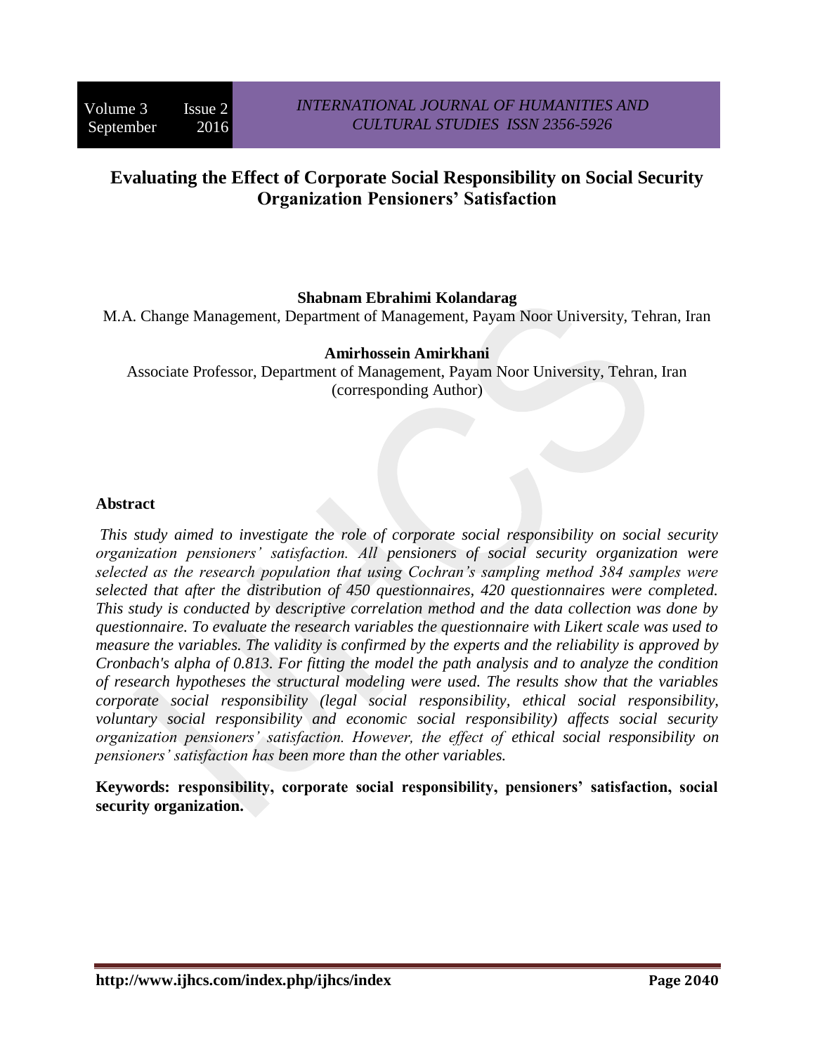# Evaluating the Effect of Corporate Social Responsibility on Social Security Organization Pensioners' Satisfaction

**Shabnam Ebrahimi Kolandarag**

M.A. Change Management, Department of Management, Payam Noor University, Tehran, Iran

**Amirhossein Amirkhani**

Associate Professor, Department of Management, Payam Noor University, Tehran, Iran (corresponding Author)

## Abstract

*This study aimed to investigate the role of corporate social responsibility on social security organization pensioners' satisfaction. All pensioners of social security organization were selected as the research population that using Cochran's sampling method 384 samples were selected that after the distribution of 450 questionnaires, 420 questionnaires were completed. This study is conducted by descriptive correlation method and the data collection was done by questionnaire. To evaluate the research variables the questionnaire with Likert scale was used to measure the variables. The validity is confirmed by the experts and the reliability is approved by Cronbach's alpha of 0.813. For fitting the model the path analysis and to analyze the condition of research hypotheses the structural modeling were used. The results show that the variables corporate social responsibility (legal social responsibility, ethical social responsibility, voluntary social responsibility and economic social responsibility) affects social security organization pensioners' satisfaction. However, the effect of ethical social responsibility on pensioners' satisfaction has been more than the other variables.*

**Keywords: responsibility, corporate social responsibility, pensioners' satisfaction, social security organization.**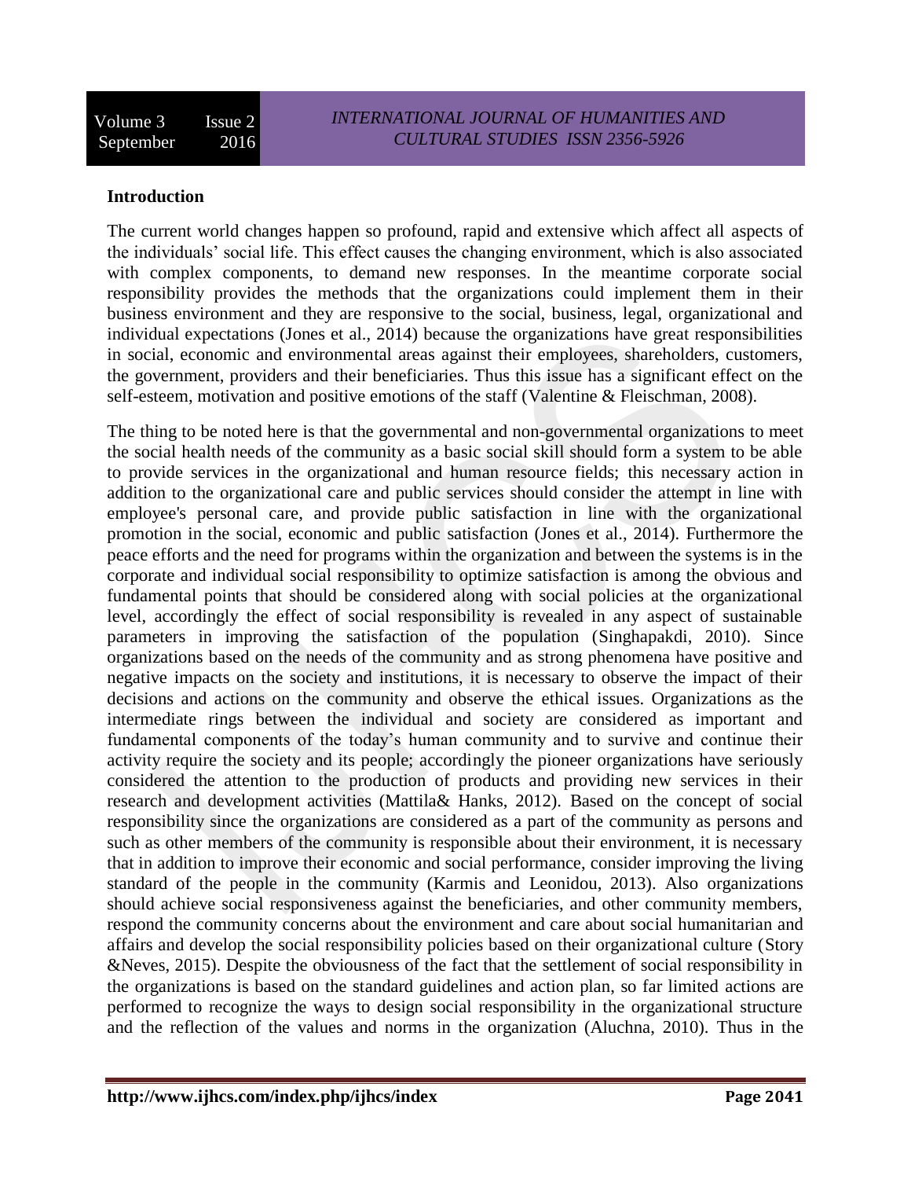**Introduction**

The current world changes happen so profound, rapid and extensive which affect all aspects of the individuals' social life. This effect causes the changing environment, which is also associated with complex components, to demand new responses. In the meantime corporate social responsibility provides the methods that the organizations could implement them in their business environment and they are responsive to the social, business, legal, organizational and individual expectations (Jones et al., 2014) because the organizations have great responsibilities in social, economic and environmental areas against their employees, shareholders, customers, the government, providers and their beneficiaries. Thus this issue has a significant effect on the self-esteem, motivation and positive emotions of the staff (Valentine & Fleischman, 2008).

The thing to be noted here is that the governmental and non-governmental organizations to meet the social health needs of the community as a basic social skill should form a system to be able to provide services in the organizational and human resource fields; this necessary action in addition to the organizational care and public services should consider the attempt in line with employee's personal care, and provide public satisfaction in line with the organizational promotion in the social, economic and public satisfaction (Jones et al., 2014). Furthermore the peace efforts and the need for programs within the organization and between the systems is in the corporate and individual social responsibility to optimize satisfaction is among the obvious and fundamental points that should be considered along with social policies at the organizational level, accordingly the effect of social responsibility is revealed in any aspect of sustainable parameters in improving the satisfaction of the population (Singhapakdi, 2010). Since organizations based on the needs of the community and as strong phenomena have positive and negative impacts on the society and institutions, it is necessary to observe the impact of their decisions and actions on the community and observe the ethical issues. Organizations as the intermediate rings between the individual and society are considered as important and fundamental components of the today's human community and to survive and continue their activity require the society and its people; accordingly the pioneer organizations have seriously considered the attention to the production of products and providing new services in their research and development activities (Mattila& Hanks, 2012). Based on the concept of social responsibility since the organizations are considered as a part of the community as persons and such as other members of the community is responsible about their environment, it is necessary that in addition to improve their economic and social performance, consider improving the living standard of the people in the community (Karmis and Leonidou, 2013). Also organizations should achieve social responsiveness against the beneficiaries, and other community members, respond the community concerns about the environment and care about social humanitarian and affairs and develop the social responsibility policies based on their organizational culture (Story &Neves, 2015). Despite the obviousness of the fact that the settlement of social responsibility in the organizations is based on the standard guidelines and action plan, so far limited actions are performed to recognize the ways to design social responsibility in the organizational structure and the reflection of the values and norms in the organization (Aluchna, 2010). Thus in the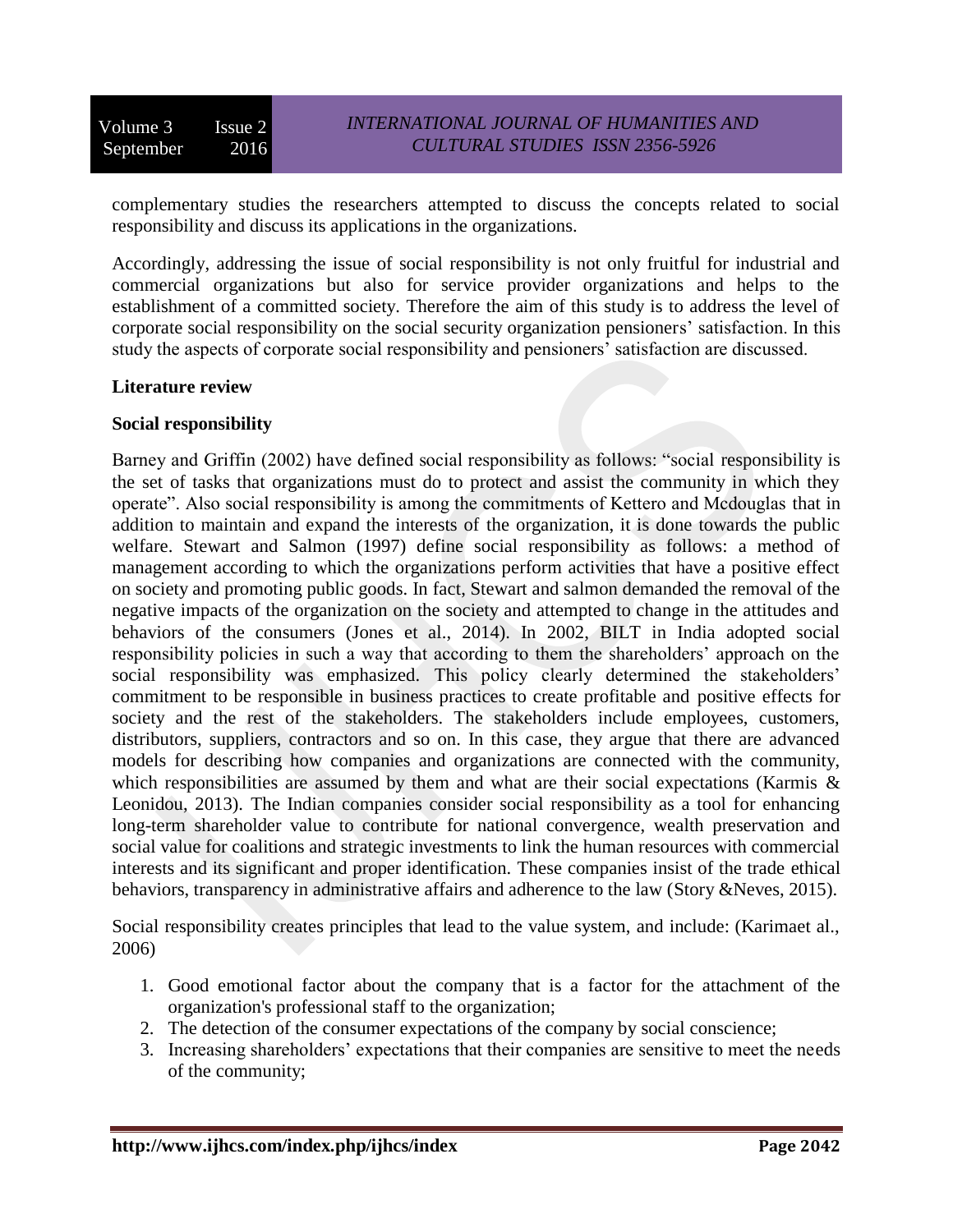complementary studies the researchers attempted to discuss the concepts related to social responsibility and discuss its applications in the organizations.

Accordingly, addressing the issue of social responsibility is not only fruitful for industrial and commercial organizations but also for service provider organizations and helps to the establishment of a committed society. Therefore the aim of this study is to address the level of corporate social responsibility on the social security organization pensioners' satisfaction. In this study the aspects of corporate social responsibility and pensioners' satisfaction are discussed.

**Literature review**

**Social responsibility**

Barney and Griffin (2002) have defined social responsibility as follows: "social responsibility is the set of tasks that organizations must do to protect and assist the community in which they operate". Also social responsibility is among the commitments of Kettero and Mcdouglas that in addition to maintain and expand the interests of the organization, it is done towards the public welfare. Stewart and Salmon (1997) define social responsibility as follows: a method of management according to which the organizations perform activities that have a positive effect on society and promoting public goods. In fact, Stewart and salmon demanded the removal of the negative impacts of the organization on the society and attempted to change in the attitudes and behaviors of the consumers (Jones et al., 2014). In 2002, BILT in India adopted social responsibility policies in such a way that according to them the shareholders' approach on the social responsibility was emphasized. This policy clearly determined the stakeholders' commitment to be responsible in business practices to create profitable and positive effects for society and the rest of the stakeholders. The stakeholders include employees, customers, distributors, suppliers, contractors and so on. In this case, they argue that there are advanced models for describing how companies and organizations are connected with the community, which responsibilities are assumed by them and what are their social expectations (Karmis & Leonidou, 2013). The Indian companies consider social responsibility as a tool for enhancing long-term shareholder value to contribute for national convergence, wealth preservation and social value for coalitions and strategic investments to link the human resources with commercial interests and its significant and proper identification. These companies insist of the trade ethical behaviors, transparency in administrative affairs and adherence to the law (Story &Neves, 2015).

Social responsibility creates principles that lead to the value system, and include: (Karimaet al., 2006)

1. Good emotional factor about the company that is a factor for the attachment of the organization's professional staff to the organization;
2. The detection of the consumer expectations of the company by social conscience;
3. Increasing shareholders' expectations that their companies are sensitive to meet the needs of the community;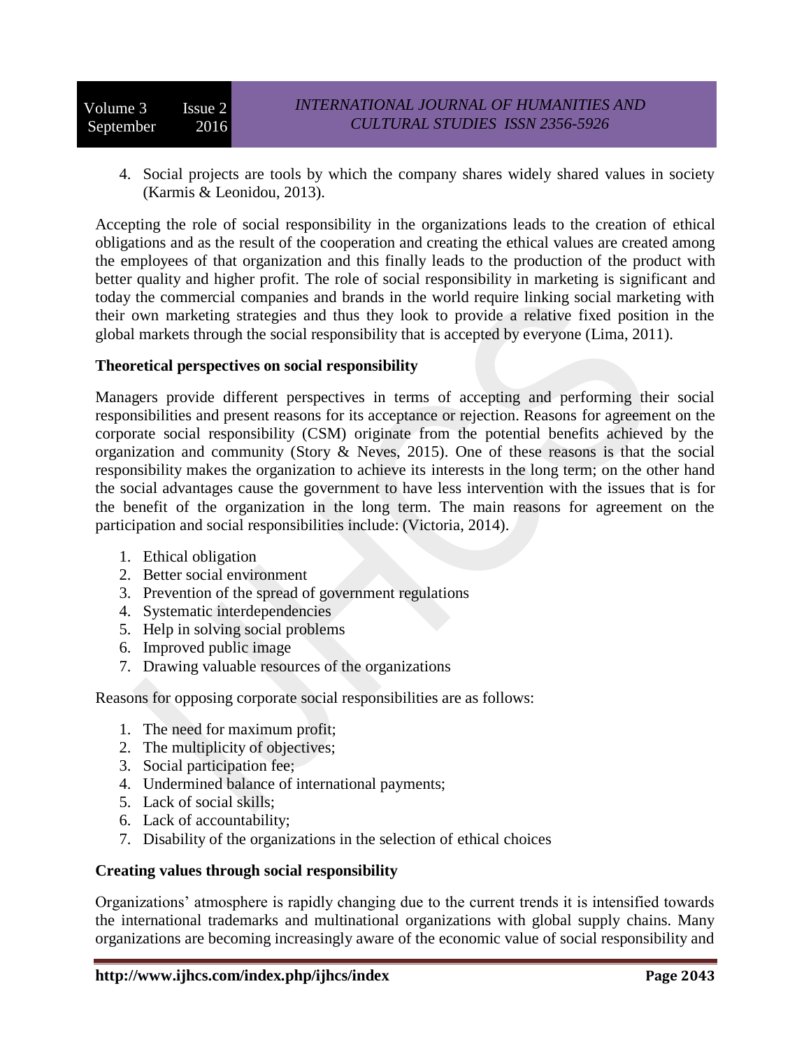4. Social projects are tools by which the company shares widely shared values in society (Karmis & Leonidou, 2013).

Accepting the role of social responsibility in the organizations leads to the creation of ethical obligations and as the result of the cooperation and creating the ethical values are created among the employees of that organization and this finally leads to the production of the product with better quality and higher profit. The role of social responsibility in marketing is significant and today the commercial companies and brands in the world require linking social marketing with their own marketing strategies and thus they look to provide a relative fixed position in the global markets through the social responsibility that is accepted by everyone (Lima, 2011).

**Theoretical perspectives on social responsibility**

Managers provide different perspectives in terms of accepting and performing their social responsibilities and present reasons for its acceptance or rejection. Reasons for agreement on the corporate social responsibility (CSM) originate from the potential benefits achieved by the organization and community (Story & Neves, 2015). One of these reasons is that the social responsibility makes the organization to achieve its interests in the long term; on the other hand the social advantages cause the government to have less intervention with the issues that is for the benefit of the organization in the long term. The main reasons for agreement on the participation and social responsibilities include: (Victoria, 2014).

1. Ethical obligation
2. Better social environment
3. Prevention of the spread of government regulations
4. Systematic interdependencies
5. Help in solving social problems
6. Improved public image
7. Drawing valuable resources of the organizations

Reasons for opposing corporate social responsibilities are as follows:

1. The need for maximum profit;
2. The multiplicity of objectives;
3. Social participation fee;
4. Undermined balance of international payments;
5. Lack of social skills;
6. Lack of accountability;
7. Disability of the organizations in the selection of ethical choices

**Creating values through social responsibility**

Organizations' atmosphere is rapidly changing due to the current trends it is intensified towards the international trademarks and multinational organizations with global supply chains. Many organizations are becoming increasingly aware of the economic value of social responsibility and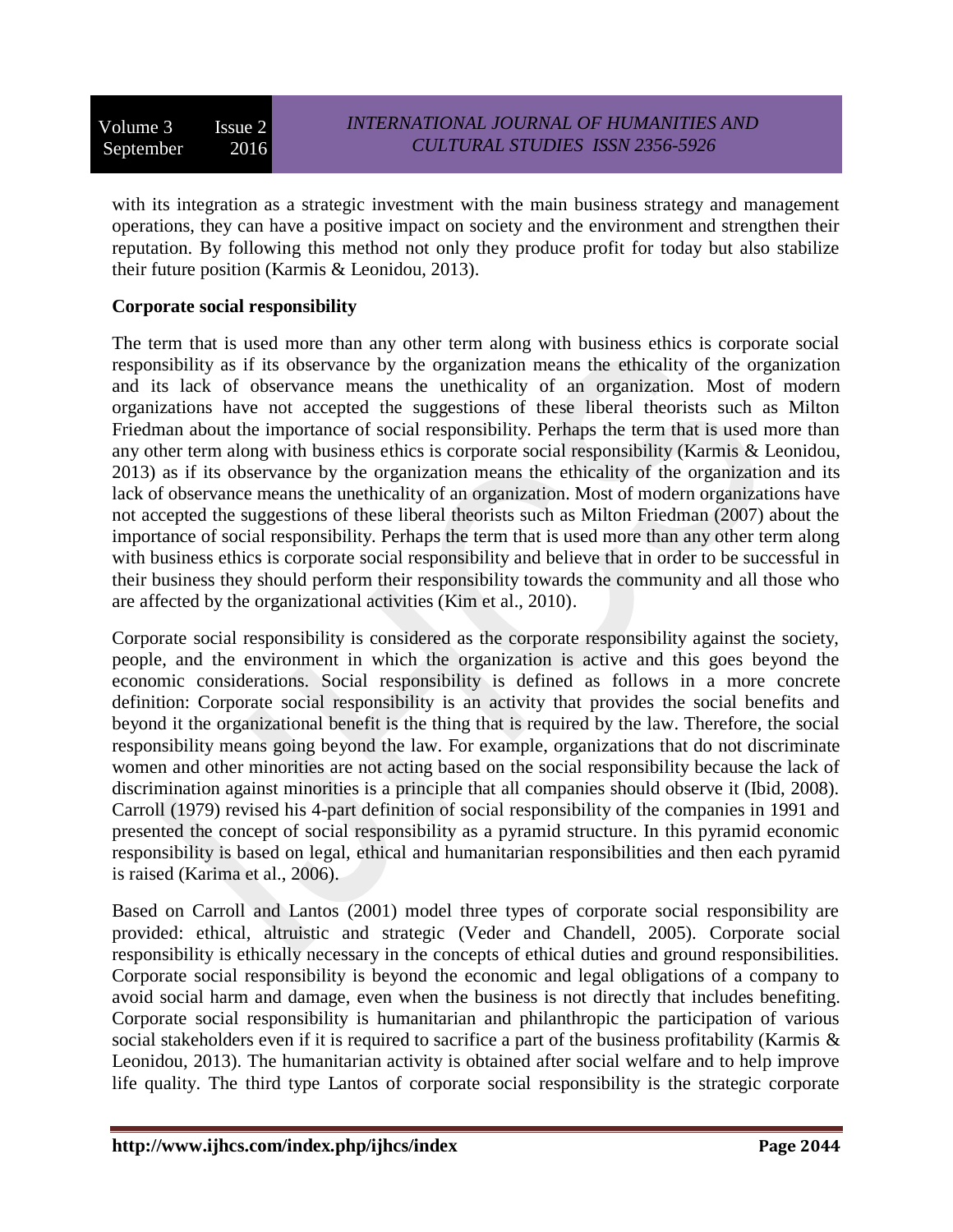with its integration as a strategic investment with the main business strategy and management operations, they can have a positive impact on society and the environment and strengthen their reputation. By following this method not only they produce profit for today but also stabilize their future position (Karmis & Leonidou, 2013).

**Corporate social responsibility**

The term that is used more than any other term along with business ethics is corporate social responsibility as if its observance by the organization means the ethicality of the organization and its lack of observance means the unethicality of an organization. Most of modern organizations have not accepted the suggestions of these liberal theorists such as Milton Friedman about the importance of social responsibility. Perhaps the term that is used more than any other term along with business ethics is corporate social responsibility (Karmis & Leonidou, 2013) as if its observance by the organization means the ethicality of the organization and its lack of observance means the unethicality of an organization. Most of modern organizations have not accepted the suggestions of these liberal theorists such as Milton Friedman (2007) about the importance of social responsibility. Perhaps the term that is used more than any other term along with business ethics is corporate social responsibility and believe that in order to be successful in their business they should perform their responsibility towards the community and all those who are affected by the organizational activities (Kim et al., 2010).

Corporate social responsibility is considered as the corporate responsibility against the society, people, and the environment in which the organization is active and this goes beyond the economic considerations. Social responsibility is defined as follows in a more concrete definition: Corporate social responsibility is an activity that provides the social benefits and beyond it the organizational benefit is the thing that is required by the law. Therefore, the social responsibility means going beyond the law. For example, organizations that do not discriminate women and other minorities are not acting based on the social responsibility because the lack of discrimination against minorities is a principle that all companies should observe it (Ibid, 2008). Carroll (1979) revised his 4-part definition of social responsibility of the companies in 1991 and presented the concept of social responsibility as a pyramid structure. In this pyramid economic responsibility is based on legal, ethical and humanitarian responsibilities and then each pyramid is raised (Karima et al., 2006).

Based on Carroll and Lantos (2001) model three types of corporate social responsibility are provided: ethical, altruistic and strategic (Veder and Chandell, 2005). Corporate social responsibility is ethically necessary in the concepts of ethical duties and ground responsibilities. Corporate social responsibility is beyond the economic and legal obligations of a company to avoid social harm and damage, even when the business is not directly that includes benefiting. Corporate social responsibility is humanitarian and philanthropic the participation of various social stakeholders even if it is required to sacrifice a part of the business profitability (Karmis & Leonidou, 2013). The humanitarian activity is obtained after social welfare and to help improve life quality. The third type Lantos of corporate social responsibility is the strategic corporate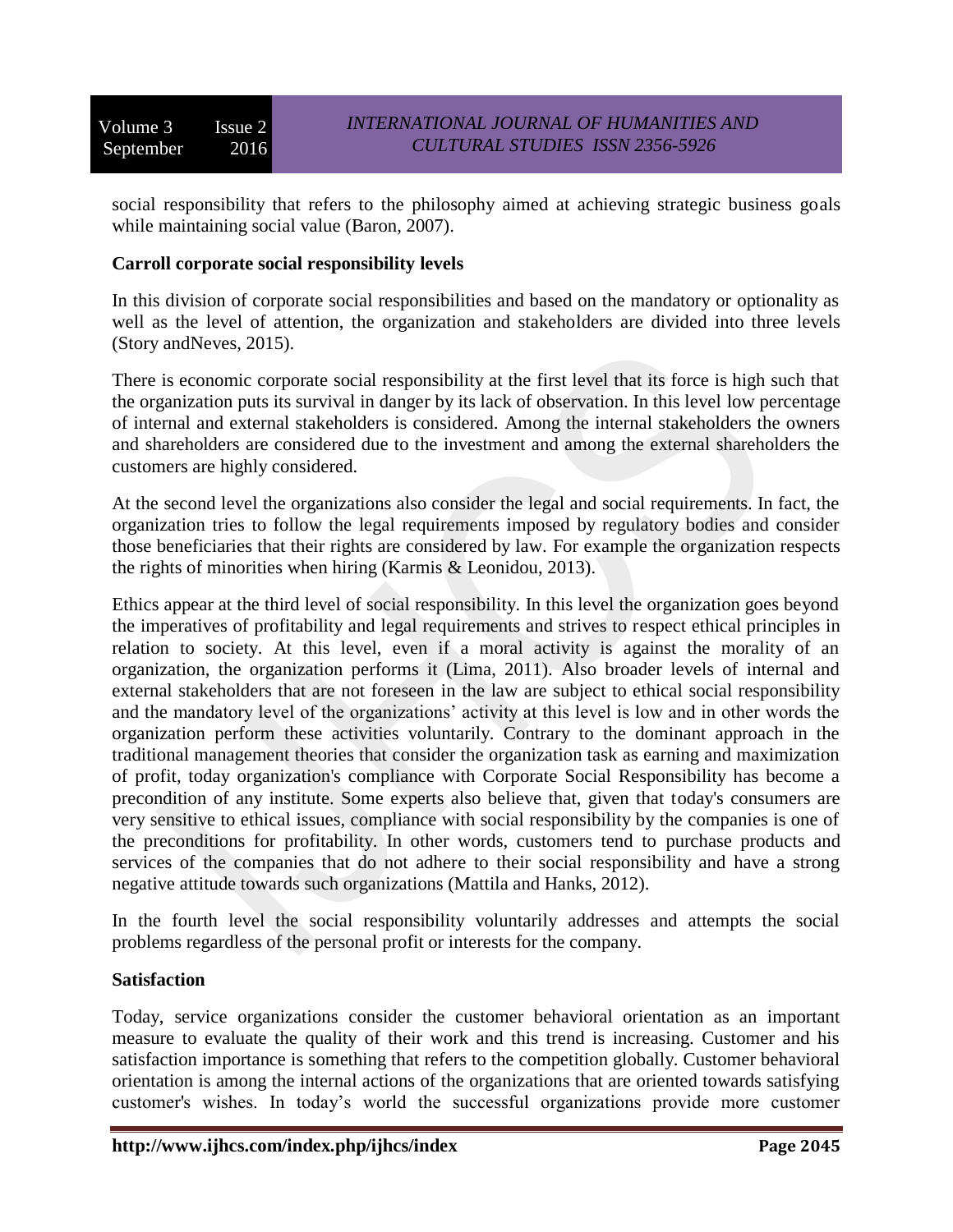social responsibility that refers to the philosophy aimed at achieving strategic business goals while maintaining social value (Baron, 2007).

**Carroll corporate social responsibility levels**

In this division of corporate social responsibilities and based on the mandatory or optionality as well as the level of attention, the organization and stakeholders are divided into three levels (Story andNeves, 2015).

There is economic corporate social responsibility at the first level that its force is high such that the organization puts its survival in danger by its lack of observation. In this level low percentage of internal and external stakeholders is considered. Among the internal stakeholders the owners and shareholders are considered due to the investment and among the external shareholders the customers are highly considered.

At the second level the organizations also consider the legal and social requirements. In fact, the organization tries to follow the legal requirements imposed by regulatory bodies and consider those beneficiaries that their rights are considered by law. For example the organization respects the rights of minorities when hiring (Karmis & Leonidou, 2013).

Ethics appear at the third level of social responsibility. In this level the organization goes beyond the imperatives of profitability and legal requirements and strives to respect ethical principles in relation to society. At this level, even if a moral activity is against the morality of an organization, the organization performs it (Lima, 2011). Also broader levels of internal and external stakeholders that are not foreseen in the law are subject to ethical social responsibility and the mandatory level of the organizations' activity at this level is low and in other words the organization perform these activities voluntarily. Contrary to the dominant approach in the traditional management theories that consider the organization task as earning and maximization of profit, today organization's compliance with Corporate Social Responsibility has become a precondition of any institute. Some experts also believe that, given that today's consumers are very sensitive to ethical issues, compliance with social responsibility by the companies is one of the preconditions for profitability. In other words, customers tend to purchase products and services of the companies that do not adhere to their social responsibility and have a strong negative attitude towards such organizations (Mattila and Hanks, 2012).

In the fourth level the social responsibility voluntarily addresses and attempts the social problems regardless of the personal profit or interests for the company.

**Satisfaction**

Today, service organizations consider the customer behavioral orientation as an important measure to evaluate the quality of their work and this trend is increasing. Customer and his satisfaction importance is something that refers to the competition globally. Customer behavioral orientation is among the internal actions of the organizations that are oriented towards satisfying customer's wishes. In today's world the successful organizations provide more customer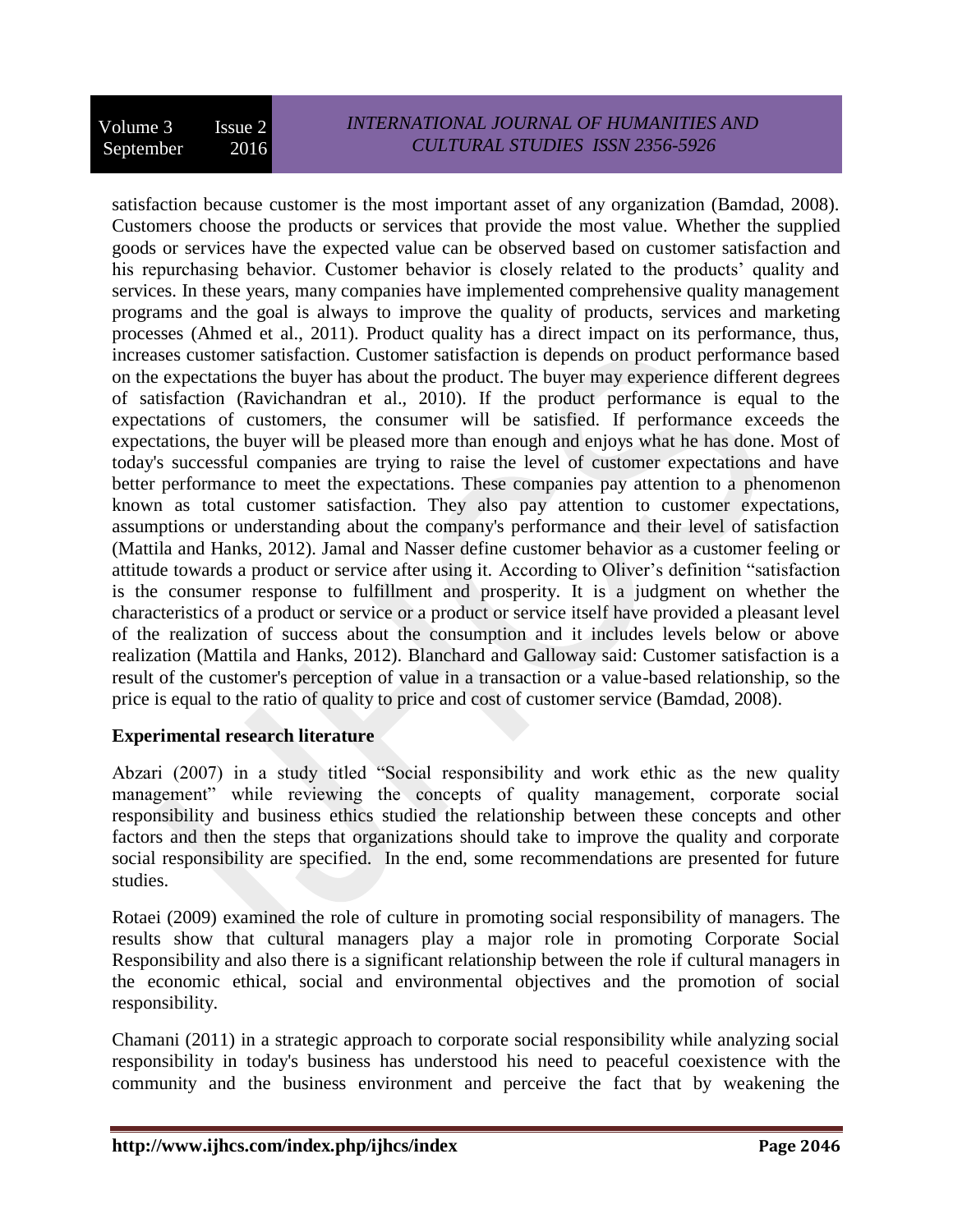satisfaction because customer is the most important asset of any organization (Bamdad, 2008). Customers choose the products or services that provide the most value. Whether the supplied goods or services have the expected value can be observed based on customer satisfaction and his repurchasing behavior. Customer behavior is closely related to the products' quality and services. In these years, many companies have implemented comprehensive quality management programs and the goal is always to improve the quality of products, services and marketing processes (Ahmed et al., 2011). Product quality has a direct impact on its performance, thus, increases customer satisfaction. Customer satisfaction is depends on product performance based on the expectations the buyer has about the product. The buyer may experience different degrees of satisfaction (Ravichandran et al., 2010). If the product performance is equal to the expectations of customers, the consumer will be satisfied. If performance exceeds the expectations, the buyer will be pleased more than enough and enjoys what he has done. Most of today's successful companies are trying to raise the level of customer expectations and have better performance to meet the expectations. These companies pay attention to a phenomenon known as total customer satisfaction. They also pay attention to customer expectations, assumptions or understanding about the company's performance and their level of satisfaction (Mattila and Hanks, 2012). Jamal and Nasser define customer behavior as a customer feeling or attitude towards a product or service after using it. According to Oliver's definition "satisfaction is the consumer response to fulfillment and prosperity. It is a judgment on whether the characteristics of a product or service or a product or service itself have provided a pleasant level of the realization of success about the consumption and it includes levels below or above realization (Mattila and Hanks, 2012). Blanchard and Galloway said: Customer satisfaction is a result of the customer's perception of value in a transaction or a value-based relationship, so the price is equal to the ratio of quality to price and cost of customer service (Bamdad, 2008).

**Experimental research literature**

Abzari (2007) in a study titled "Social responsibility and work ethic as the new quality management" while reviewing the concepts of quality management, corporate social responsibility and business ethics studied the relationship between these concepts and other factors and then the steps that organizations should take to improve the quality and corporate social responsibility are specified. In the end, some recommendations are presented for future studies.

Rotaei (2009) examined the role of culture in promoting social responsibility of managers. The results show that cultural managers play a major role in promoting Corporate Social Responsibility and also there is a significant relationship between the role if cultural managers in the economic ethical, social and environmental objectives and the promotion of social responsibility.

Chamani (2011) in a strategic approach to corporate social responsibility while analyzing social responsibility in today's business has understood his need to peaceful coexistence with the community and the business environment and perceive the fact that by weakening the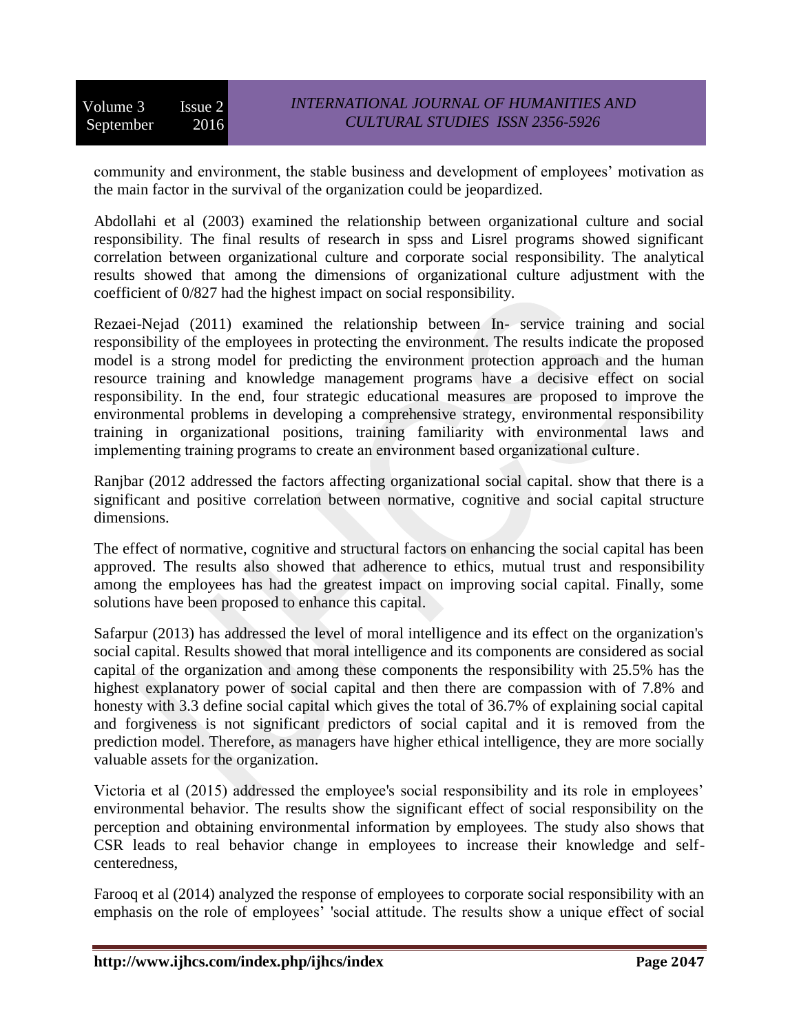community and environment, the stable business and development of employees' motivation as the main factor in the survival of the organization could be jeopardized.

Abdollahi et al (2003) examined the relationship between organizational culture and social responsibility. The final results of research in spss and Lisrel programs showed significant correlation between organizational culture and corporate social responsibility. The analytical results showed that among the dimensions of organizational culture adjustment with the coefficient of 0/827 had the highest impact on social responsibility.

Rezaei-Nejad (2011) examined the relationship between In- service training and social responsibility of the employees in protecting the environment. The results indicate the proposed model is a strong model for predicting the environment protection approach and the human resource training and knowledge management programs have a decisive effect on social responsibility. In the end, four strategic educational measures are proposed to improve the environmental problems in developing a comprehensive strategy, environmental responsibility training in organizational positions, training familiarity with environmental laws and implementing training programs to create an environment based organizational culture.

Ranjbar (2012 addressed the factors affecting organizational social capital. show that there is a significant and positive correlation between normative, cognitive and social capital structure dimensions.

The effect of normative, cognitive and structural factors on enhancing the social capital has been approved. The results also showed that adherence to ethics, mutual trust and responsibility among the employees has had the greatest impact on improving social capital. Finally, some solutions have been proposed to enhance this capital.

Safarpur (2013) has addressed the level of moral intelligence and its effect on the organization's social capital. Results showed that moral intelligence and its components are considered as social capital of the organization and among these components the responsibility with 25.5% has the highest explanatory power of social capital and then there are compassion with of 7.8% and honesty with 3.3 define social capital which gives the total of 36.7% of explaining social capital and forgiveness is not significant predictors of social capital and it is removed from the prediction model. Therefore, as managers have higher ethical intelligence, they are more socially valuable assets for the organization.

Victoria et al (2015) addressed the employee's social responsibility and its role in employees' environmental behavior. The results show the significant effect of social responsibility on the perception and obtaining environmental information by employees. The study also shows that CSR leads to real behavior change in employees to increase their knowledge and self-centeredness,

Farooq et al (2014) analyzed the response of employees to corporate social responsibility with an emphasis on the role of employees' 'social attitude. The results show a unique effect of social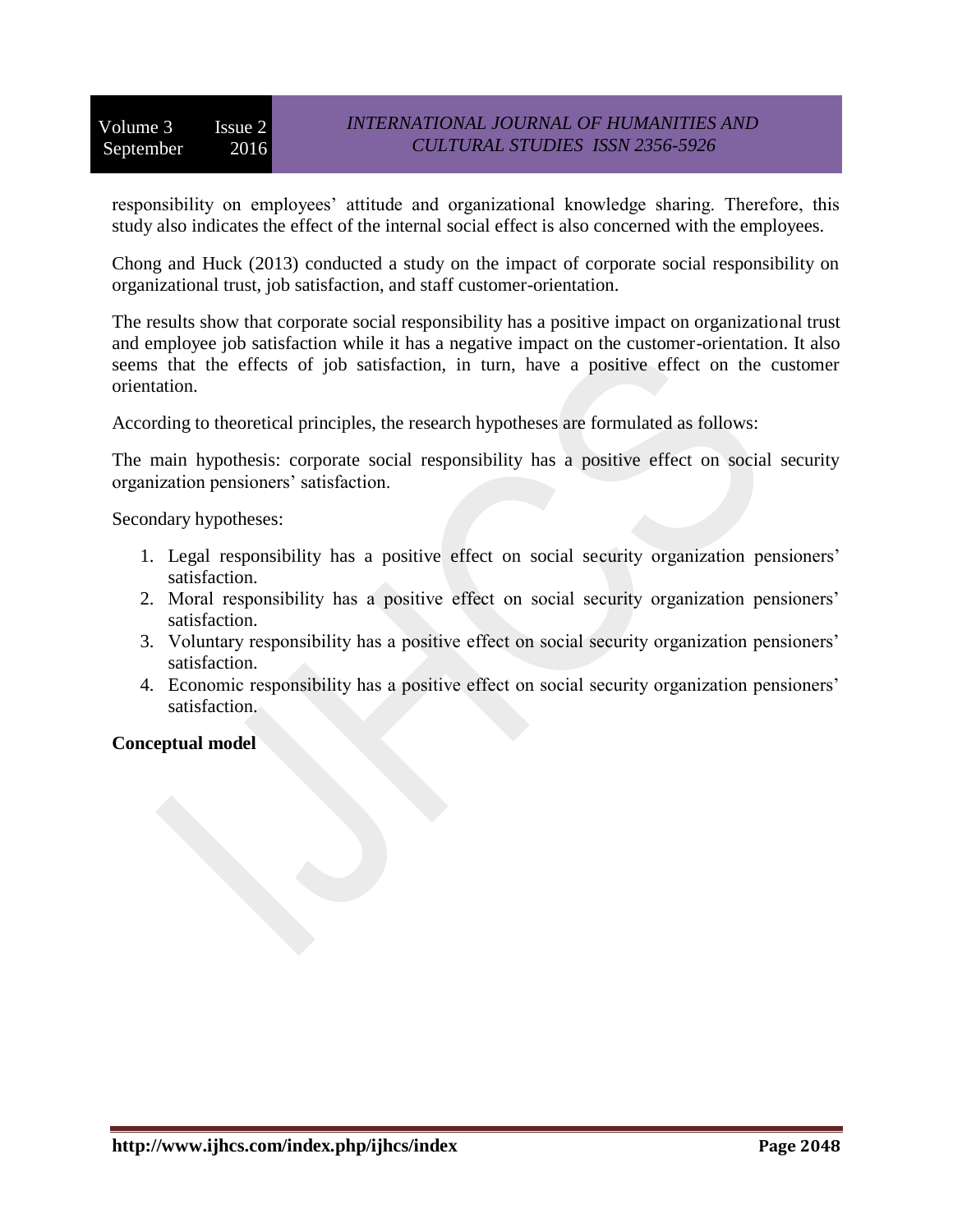responsibility on employees' attitude and organizational knowledge sharing. Therefore, this study also indicates the effect of the internal social effect is also concerned with the employees.

Chong and Huck (2013) conducted a study on the impact of corporate social responsibility on organizational trust, job satisfaction, and staff customer-orientation.

The results show that corporate social responsibility has a positive impact on organizational trust and employee job satisfaction while it has a negative impact on the customer-orientation. It also seems that the effects of job satisfaction, in turn, have a positive effect on the customer orientation.

According to theoretical principles, the research hypotheses are formulated as follows:

The main hypothesis: corporate social responsibility has a positive effect on social security organization pensioners' satisfaction.

Secondary hypotheses:

1. Legal responsibility has a positive effect on social security organization pensioners' satisfaction.
2. Moral responsibility has a positive effect on social security organization pensioners' satisfaction.
3. Voluntary responsibility has a positive effect on social security organization pensioners' satisfaction.
4. Economic responsibility has a positive effect on social security organization pensioners' satisfaction.

**Conceptual model**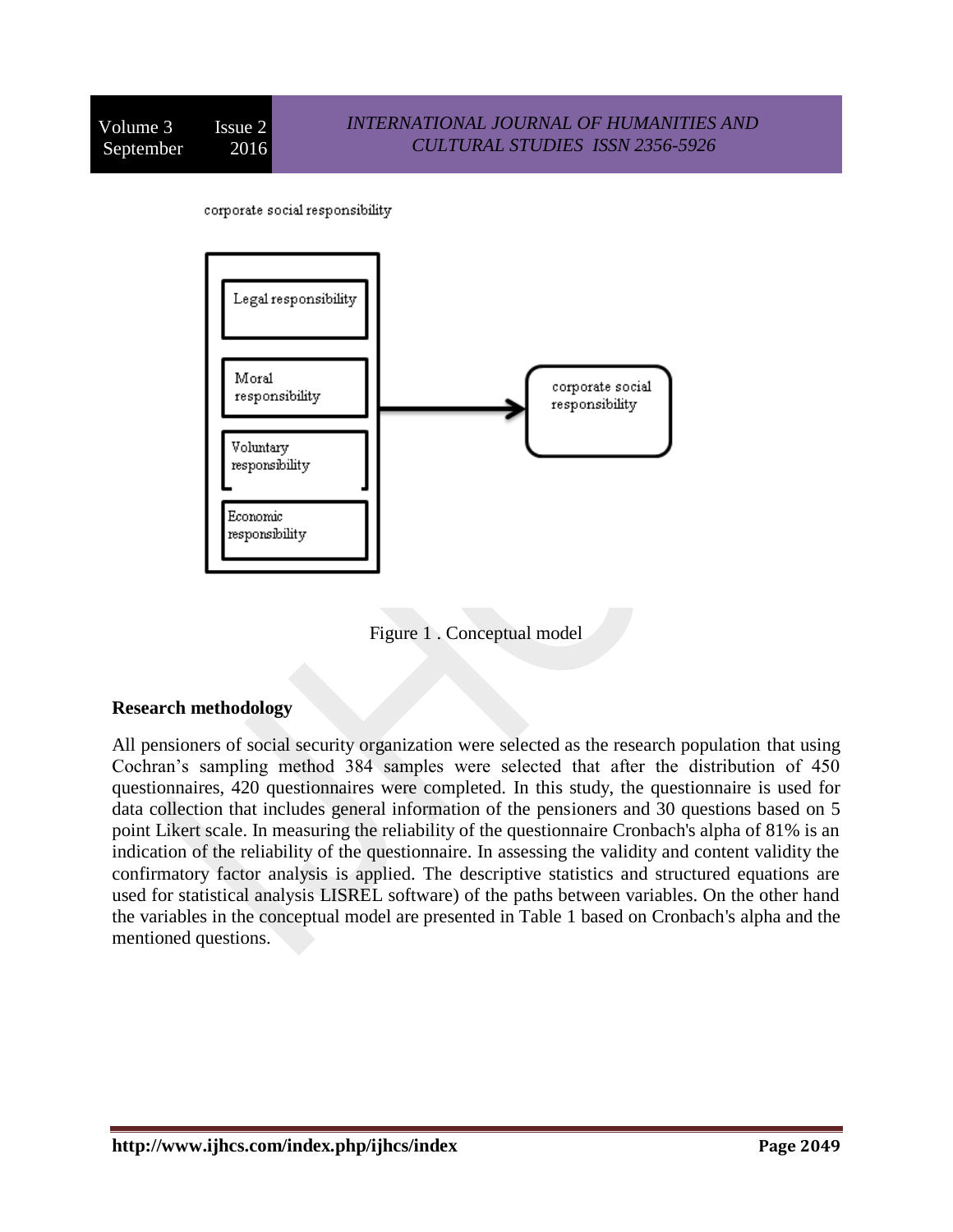corporate social responsibility

Legal responsibility

Moral responsibility

Voluntary responsibility

Economic responsibility

corporate social responsibility

Figure 1 . Conceptual model

**Research methodology**

All pensioners of social security organization were selected as the research population that using Cochran's sampling method 384 samples were selected that after the distribution of 450 questionnaires, 420 questionnaires were completed. In this study, the questionnaire is used for data collection that includes general information of the pensioners and 30 questions based on 5 point Likert scale. In measuring the reliability of the questionnaire Cronbach's alpha of 81% is an indication of the reliability of the questionnaire. In assessing the validity and content validity the confirmatory factor analysis is applied. The descriptive statistics and structured equations are used for statistical analysis LISREL software) of the paths between variables. On the other hand the variables in the conceptual model are presented in Table 1 based on Cronbach's alpha and the mentioned questions.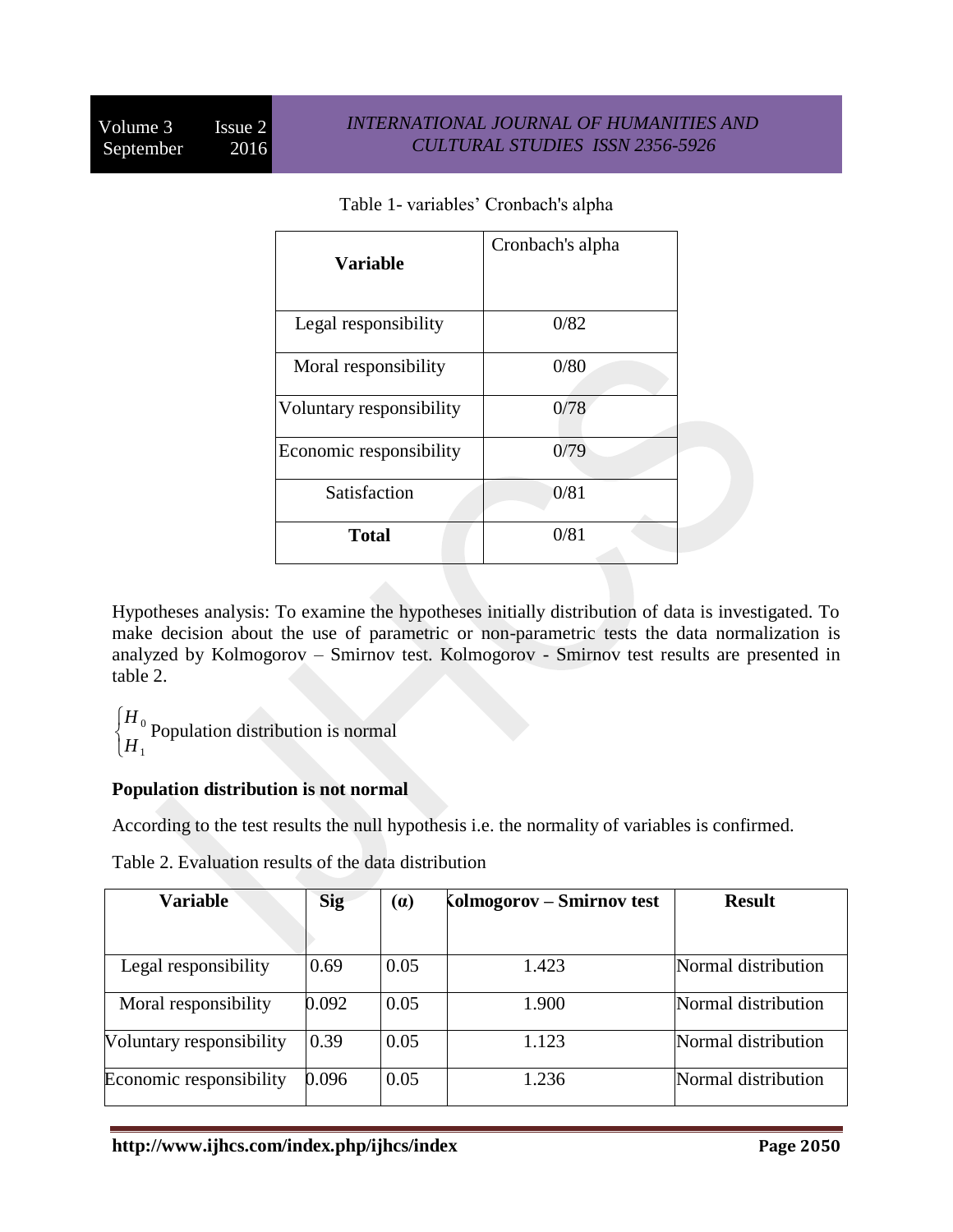Table 1- variables' Cronbach's alpha

| Variable | Cronbach's alpha |
|---|---|
| Legal responsibility | 0/82 |
| Moral responsibility | 0/80 |
| Voluntary responsibility | 0/78 |
| Economic responsibility | 0/79 |
| Satisfaction | 0/81 |
| **Total** | 0/81 |

Hypotheses analysis: To examine the hypotheses initially distribution of data is investigated. To make decision about the use of parametric or non-parametric tests the data normalization is analyzed by Kolmogorov – Smirnov test. Kolmogorov - Smirnov test results are presented in table 2.

$\begin{cases} H_0 \\ H_1 \end{cases}$ Population distribution is normal

**Population distribution is not normal**

According to the test results the null hypothesis i.e. the normality of variables is confirmed.

Table 2. Evaluation results of the data distribution

| Variable | Sig | (α) | Kolmogorov – Smirnov test | Result |
|---|---|---|---|---|
| Legal responsibility | 0.69 | 0.05 | 1.423 | Normal distribution |
| Moral responsibility | 0.092 | 0.05 | 1.900 | Normal distribution |
| Voluntary responsibility | 0.39 | 0.05 | 1.123 | Normal distribution |
| Economic responsibility | 0.096 | 0.05 | 1.236 | Normal distribution |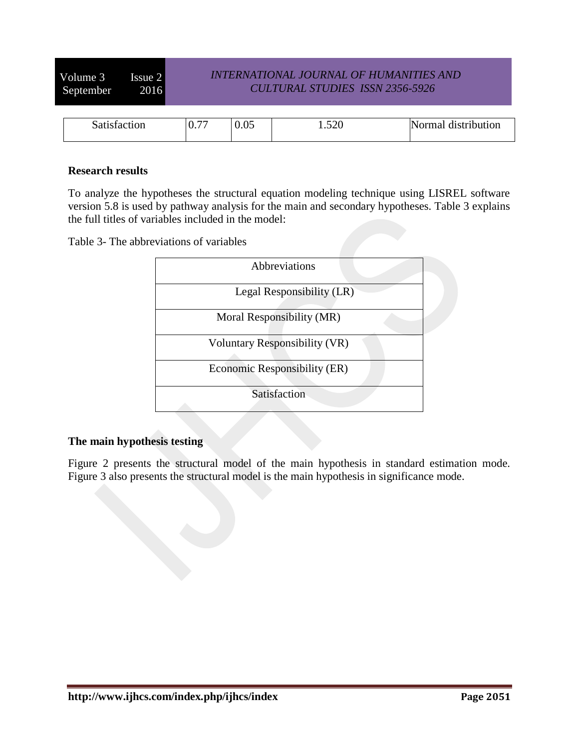| Satisfaction | 0.77 | 0.05 | 1.520 | Normal distribution |
|---|---|---|---|---|

**Research results**

To analyze the hypotheses the structural equation modeling technique using LISREL software version 5.8 is used by pathway analysis for the main and secondary hypotheses. Table 3 explains the full titles of variables included in the model:

Table 3- The abbreviations of variables

| Abbreviations |
|---|
| Legal Responsibility (LR) |
| Moral Responsibility (MR) |
| Voluntary Responsibility (VR) |
| Economic Responsibility (ER) |
| Satisfaction |

**The main hypothesis testing**

Figure 2 presents the structural model of the main hypothesis in standard estimation mode. Figure 3 also presents the structural model is the main hypothesis in significance mode.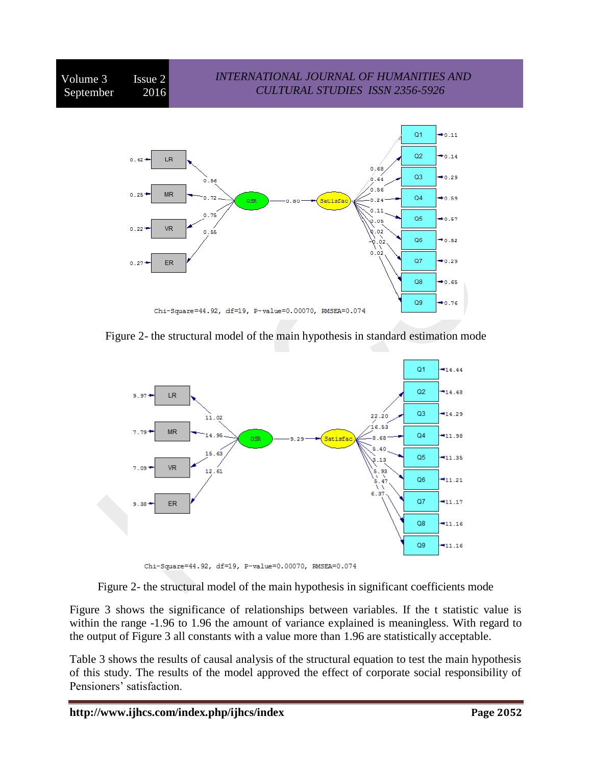Chi-Square=44.92, df=19, P-value=0.00070, RMSEA=0.074

Figure 2- the structural model of the main hypothesis in standard estimation mode

Chi-Square=44.92, df=19, P-value=0.00070, RMSEA=0.074

Figure 2- the structural model of the main hypothesis in significant coefficients mode

Figure 3 shows the significance of relationships between variables. If the t statistic value is within the range -1.96 to 1.96 the amount of variance explained is meaningless. With regard to the output of Figure 3 all constants with a value more than 1.96 are statistically acceptable.

Table 3 shows the results of causal analysis of the structural equation to test the main hypothesis of this study. The results of the model approved the effect of corporate social responsibility of Pensioners' satisfaction.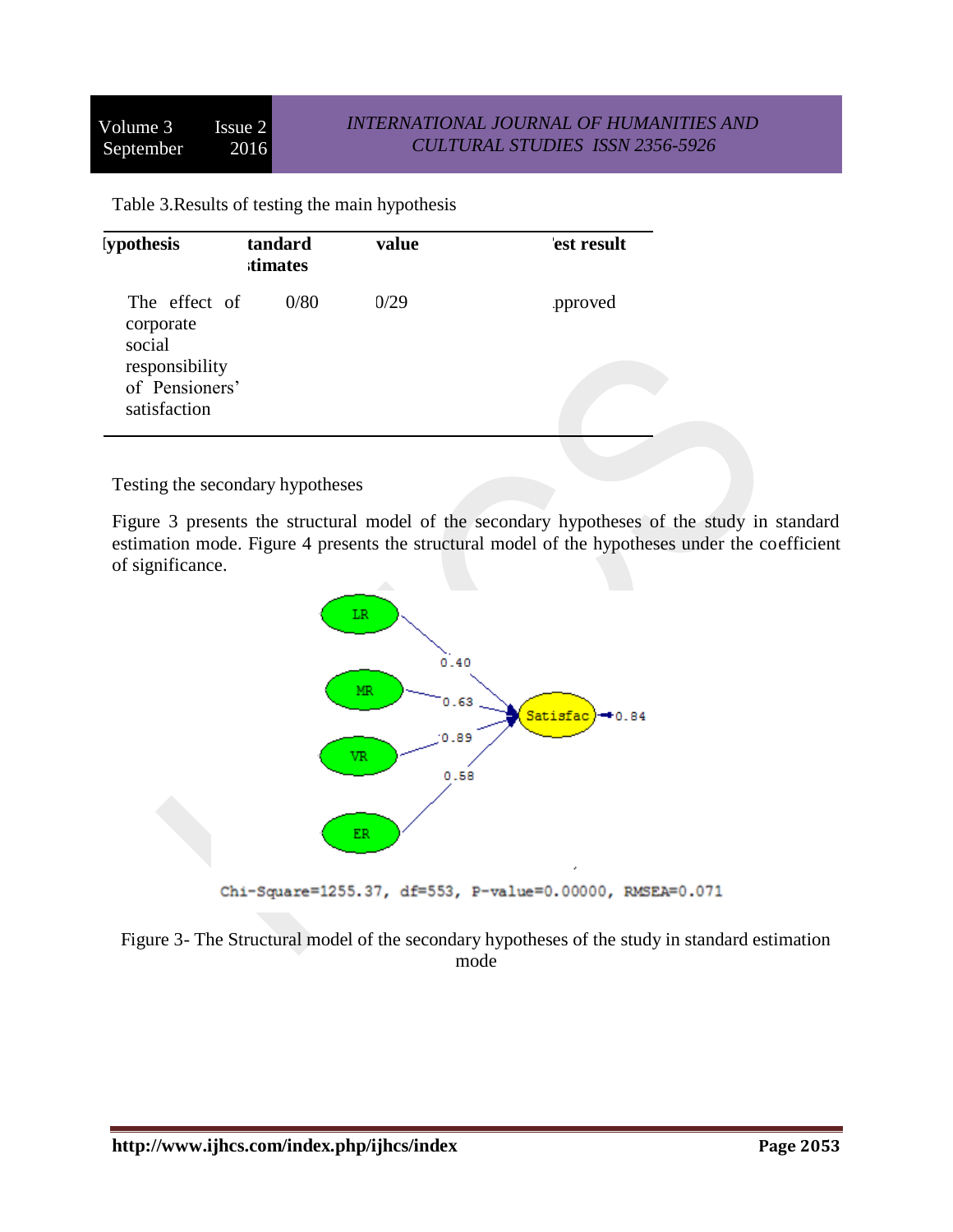Table 3.Results of testing the main hypothesis

| ypothesis | tandard stimates | value | est result |
| --- | --- | --- | --- |
| The effect of corporate social responsibility of Pensioners' satisfaction | 0/80 | 0/29 | pproved |

Testing the secondary hypotheses

Figure 3 presents the structural model of the secondary hypotheses of the study in standard estimation mode. Figure 4 presents the structural model of the hypotheses under the coefficient of significance.

Chi-Square=1255.37, df=553, P-value=0.00000, RMSEA=0.071

Figure 3- The Structural model of the secondary hypotheses of the study in standard estimation mode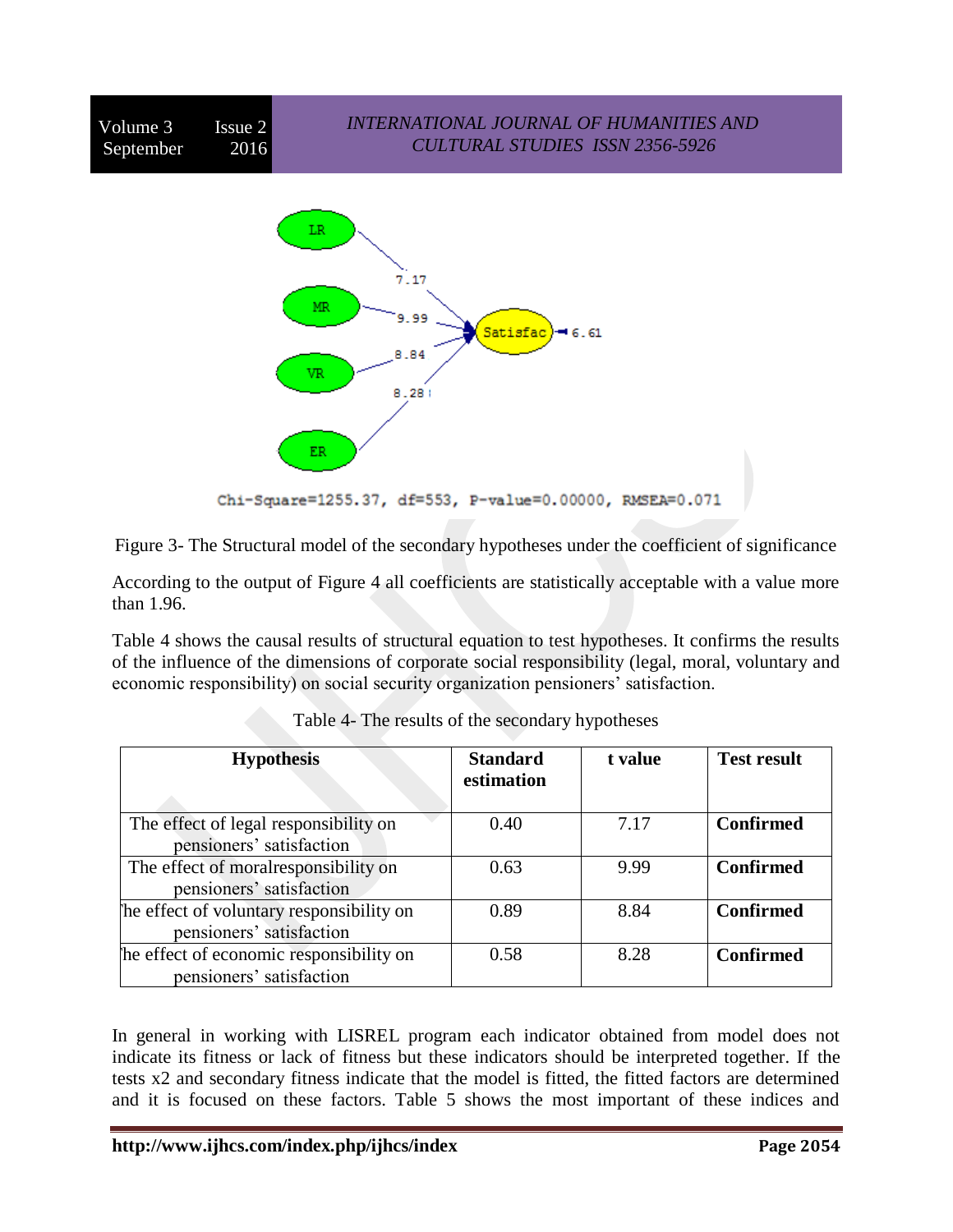Chi-Square=1255.37, df=553, P-value=0.00000, RMSEA=0.071

Figure 3- The Structural model of the secondary hypotheses under the coefficient of significance

According to the output of Figure 4 all coefficients are statistically acceptable with a value more than 1.96.

Table 4 shows the causal results of structural equation to test hypotheses. It confirms the results of the influence of the dimensions of corporate social responsibility (legal, moral, voluntary and economic responsibility) on social security organization pensioners' satisfaction.

Table 4- The results of the secondary hypotheses

| Hypothesis | Standard estimation | t value | Test result |
|---|---|---|---|
| The effect of legal responsibility on pensioners' satisfaction | 0.40 | 7.17 | **Confirmed** |
| The effect of moralresponsibility on pensioners' satisfaction | 0.63 | 9.99 | **Confirmed** |
| The effect of voluntary responsibility on pensioners' satisfaction | 0.89 | 8.84 | **Confirmed** |
| The effect of economic responsibility on pensioners' satisfaction | 0.58 | 8.28 | **Confirmed** |

In general in working with LISREL program each indicator obtained from model does not indicate its fitness or lack of fitness but these indicators should be interpreted together. If the tests x2 and secondary fitness indicate that the model is fitted, the fitted factors are determined and it is focused on these factors. Table 5 shows the most important of these indices and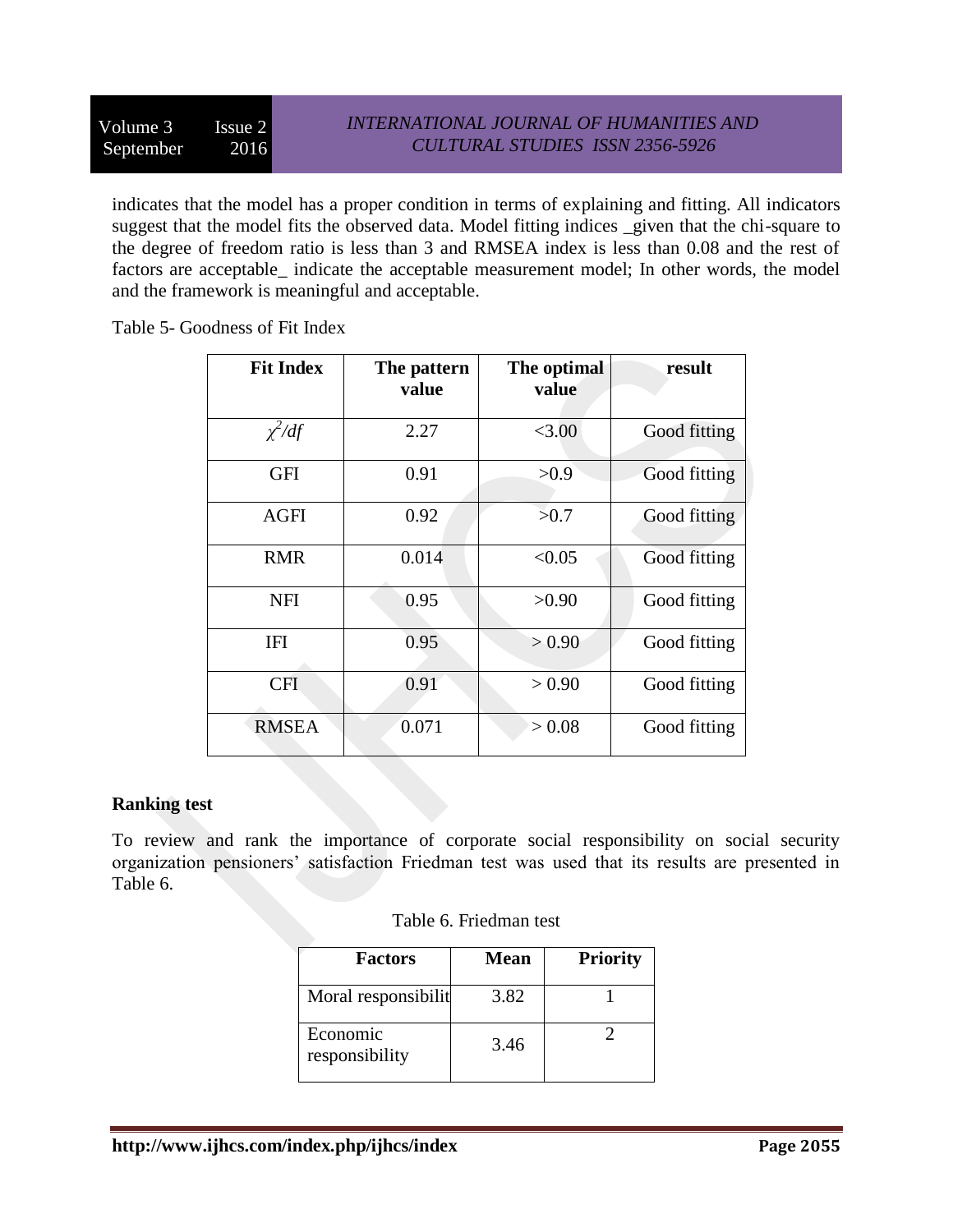indicates that the model has a proper condition in terms of explaining and fitting. All indicators suggest that the model fits the observed data. Model fitting indices _given that the chi-square to the degree of freedom ratio is less than 3 and RMSEA index is less than 0.08 and the rest of factors are acceptable_ indicate the acceptable measurement model; In other words, the model and the framework is meaningful and acceptable.

Table 5- Goodness of Fit Index

| Fit Index | The pattern value | The optimal value | result |
|---|---|---|---|
| $\chi^2/df$ | 2.27 | <3.00 | Good fitting |
| GFI | 0.91 | >0.9 | Good fitting |
| AGFI | 0.92 | >0.7 | Good fitting |
| RMR | 0.014 | <0.05 | Good fitting |
| NFI | 0.95 | >0.90 | Good fitting |
| IFI | 0.95 | > 0.90 | Good fitting |
| CFI | 0.91 | > 0.90 | Good fitting |
| RMSEA | 0.071 | > 0.08 | Good fitting |

**Ranking test**

To review and rank the importance of corporate social responsibility on social security organization pensioners' satisfaction Friedman test was used that its results are presented in Table 6.

Table 6. Friedman test

| Factors | Mean | Priority |
|---|---|---|
| Moral responsibilit | 3.82 | 1 |
| Economic responsibility | 3.46 | 2 |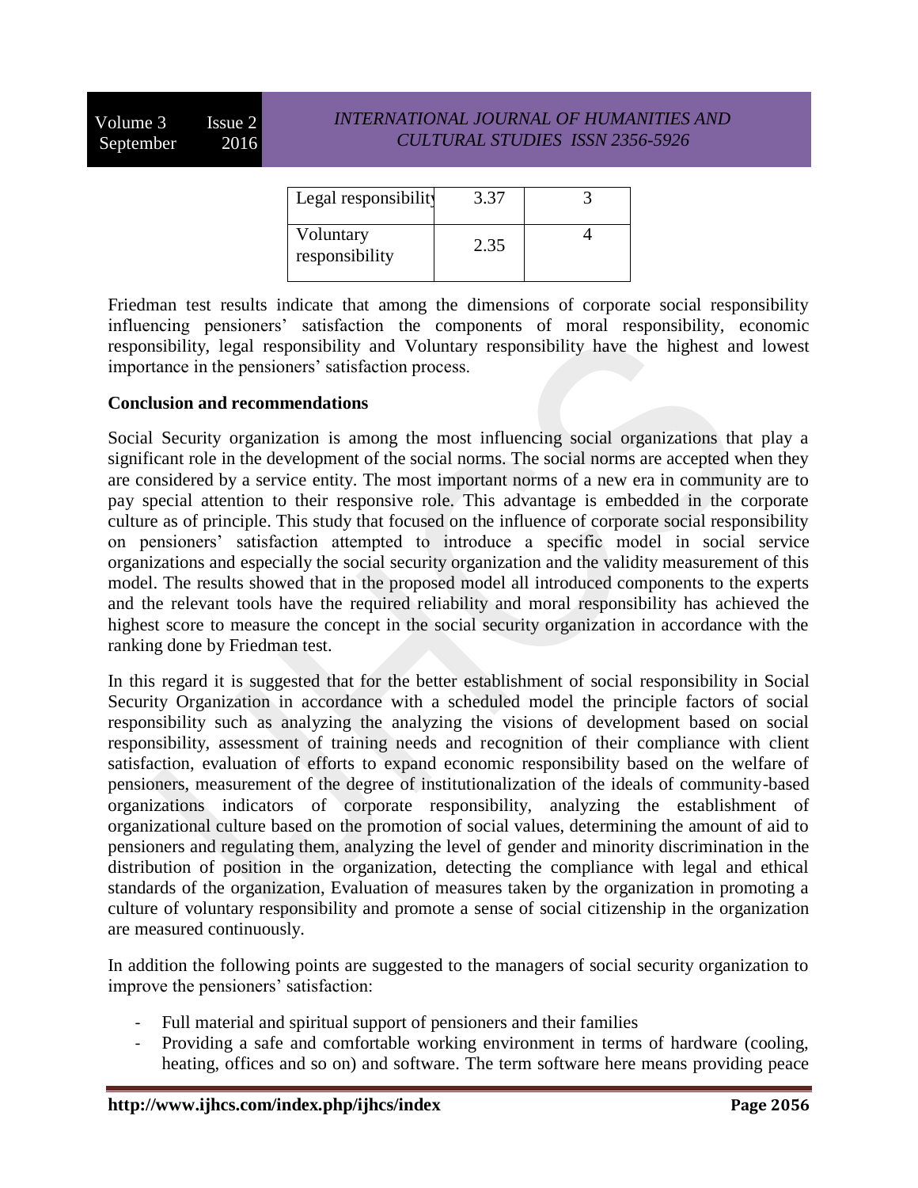| Legal responsibility | 3.37 | 3 |
|---|---|---|
| Voluntary responsibility | 2.35 | 4 |

Friedman test results indicate that among the dimensions of corporate social responsibility influencing pensioners' satisfaction the components of moral responsibility, economic responsibility, legal responsibility and Voluntary responsibility have the highest and lowest importance in the pensioners' satisfaction process.

**Conclusion and recommendations**

Social Security organization is among the most influencing social organizations that play a significant role in the development of the social norms. The social norms are accepted when they are considered by a service entity. The most important norms of a new era in community are to pay special attention to their responsive role. This advantage is embedded in the corporate culture as of principle. This study that focused on the influence of corporate social responsibility on pensioners' satisfaction attempted to introduce a specific model in social service organizations and especially the social security organization and the validity measurement of this model. The results showed that in the proposed model all introduced components to the experts and the relevant tools have the required reliability and moral responsibility has achieved the highest score to measure the concept in the social security organization in accordance with the ranking done by Friedman test.

In this regard it is suggested that for the better establishment of social responsibility in Social Security Organization in accordance with a scheduled model the principle factors of social responsibility such as analyzing the analyzing the visions of development based on social responsibility, assessment of training needs and recognition of their compliance with client satisfaction, evaluation of efforts to expand economic responsibility based on the welfare of pensioners, measurement of the degree of institutionalization of the ideals of community-based organizations indicators of corporate responsibility, analyzing the establishment of organizational culture based on the promotion of social values, determining the amount of aid to pensioners and regulating them, analyzing the level of gender and minority discrimination in the distribution of position in the organization, detecting the compliance with legal and ethical standards of the organization, Evaluation of measures taken by the organization in promoting a culture of voluntary responsibility and promote a sense of social citizenship in the organization are measured continuously.

In addition the following points are suggested to the managers of social security organization to improve the pensioners' satisfaction:

- Full material and spiritual support of pensioners and their families
- Providing a safe and comfortable working environment in terms of hardware (cooling, heating, offices and so on) and software. The term software here means providing peace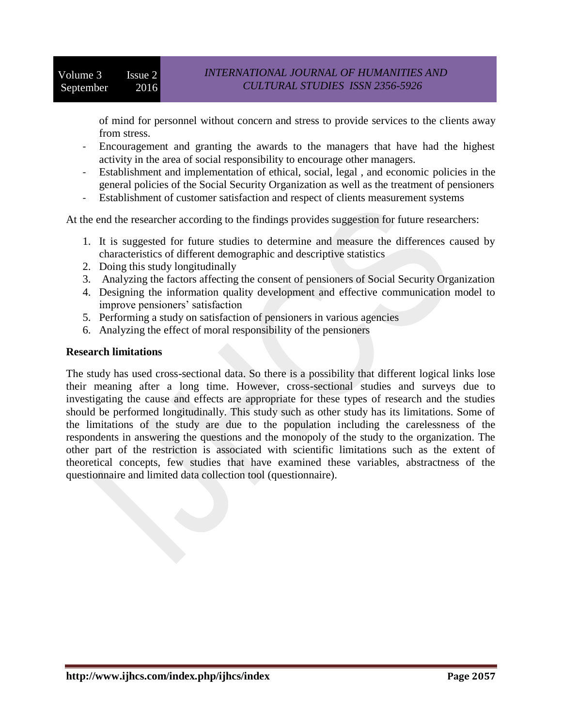of mind for personnel without concern and stress to provide services to the clients away from stress.

- Encouragement and granting the awards to the managers that have had the highest activity in the area of social responsibility to encourage other managers.
- Establishment and implementation of ethical, social, legal , and economic policies in the general policies of the Social Security Organization as well as the treatment of pensioners
- Establishment of customer satisfaction and respect of clients measurement systems

At the end the researcher according to the findings provides suggestion for future researchers:

1. It is suggested for future studies to determine and measure the differences caused by characteristics of different demographic and descriptive statistics
2. Doing this study longitudinally
3. Analyzing the factors affecting the consent of pensioners of Social Security Organization
4. Designing the information quality development and effective communication model to improve pensioners' satisfaction
5. Performing a study on satisfaction of pensioners in various agencies
6. Analyzing the effect of moral responsibility of the pensioners

**Research limitations**

The study has used cross-sectional data. So there is a possibility that different logical links lose their meaning after a long time. However, cross-sectional studies and surveys due to investigating the cause and effects are appropriate for these types of research and the studies should be performed longitudinally. This study such as other study has its limitations. Some of the limitations of the study are due to the population including the carelessness of the respondents in answering the questions and the monopoly of the study to the organization. The other part of the restriction is associated with scientific limitations such as the extent of theoretical concepts, few studies that have examined these variables, abstractness of the questionnaire and limited data collection tool (questionnaire).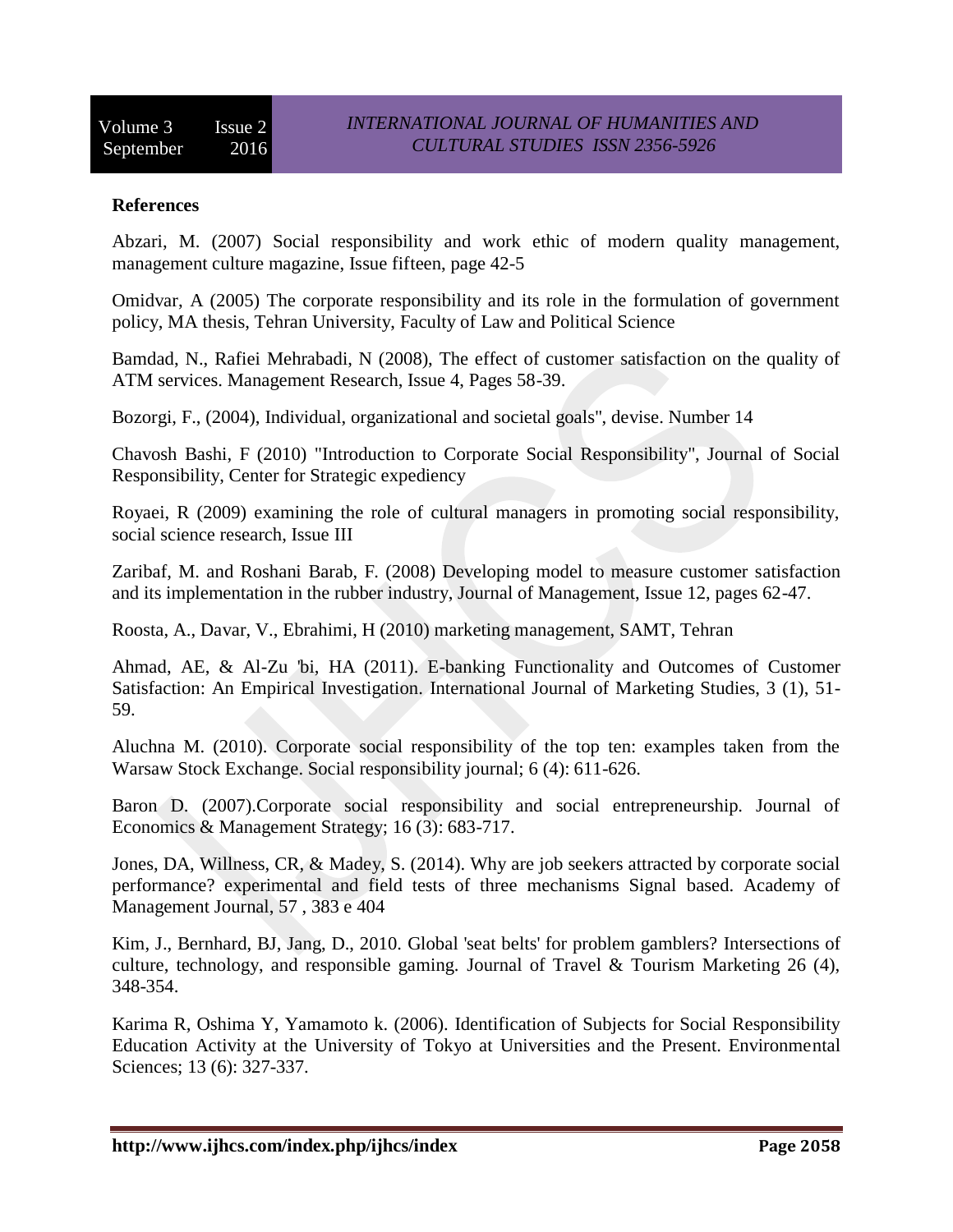**References**

Abzari, M. (2007) Social responsibility and work ethic of modern quality management, management culture magazine, Issue fifteen, page 42-5

Omidvar, A (2005) The corporate responsibility and its role in the formulation of government policy, MA thesis, Tehran University, Faculty of Law and Political Science

Bamdad, N., Rafiei Mehrabadi, N (2008), The effect of customer satisfaction on the quality of ATM services. Management Research, Issue 4, Pages 58-39.

Bozorgi, F., (2004), Individual, organizational and societal goals", devise. Number 14

Chavosh Bashi, F (2010) "Introduction to Corporate Social Responsibility", Journal of Social Responsibility, Center for Strategic expediency

Royaei, R (2009) examining the role of cultural managers in promoting social responsibility, social science research, Issue III

Zaribaf, M. and Roshani Barab, F. (2008) Developing model to measure customer satisfaction and its implementation in the rubber industry, Journal of Management, Issue 12, pages 62-47.

Roosta, A., Davar, V., Ebrahimi, H (2010) marketing management, SAMT, Tehran

Ahmad, AE, & Al-Zu 'bi, HA (2011). E-banking Functionality and Outcomes of Customer Satisfaction: An Empirical Investigation. International Journal of Marketing Studies, 3 (1), 51-59.

Aluchna M. (2010). Corporate social responsibility of the top ten: examples taken from the Warsaw Stock Exchange. Social responsibility journal; 6 (4): 611-626.

Baron D. (2007).Corporate social responsibility and social entrepreneurship. Journal of Economics & Management Strategy; 16 (3): 683-717.

Jones, DA, Willness, CR, & Madey, S. (2014). Why are job seekers attracted by corporate social performance? experimental and field tests of three mechanisms Signal based. Academy of Management Journal, 57 , 383 e 404

Kim, J., Bernhard, BJ, Jang, D., 2010. Global 'seat belts' for problem gamblers? Intersections of culture, technology, and responsible gaming. Journal of Travel & Tourism Marketing 26 (4), 348-354.

Karima R, Oshima Y, Yamamoto k. (2006). Identification of Subjects for Social Responsibility Education Activity at the University of Tokyo at Universities and the Present. Environmental Sciences; 13 (6): 327-337.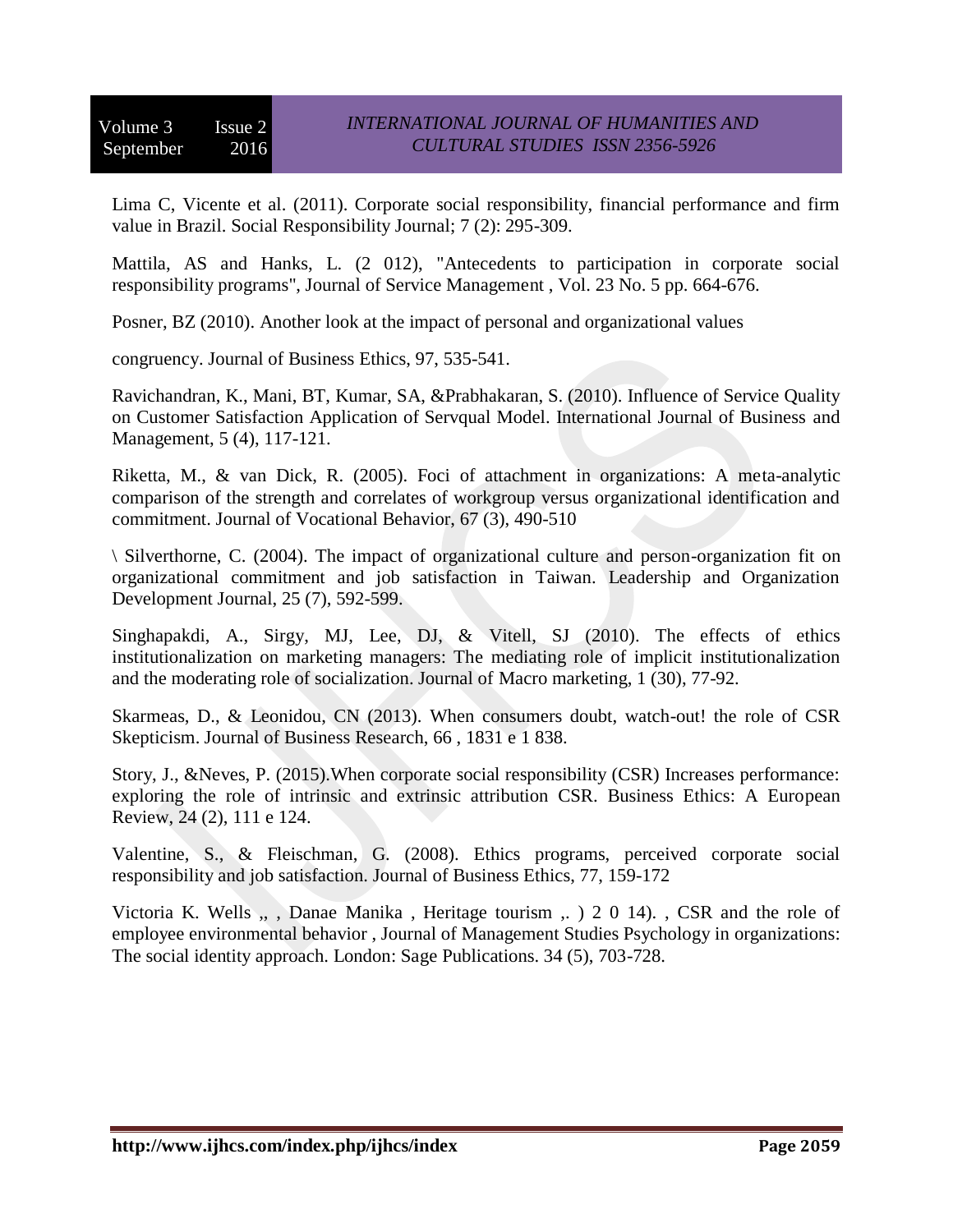Lima C, Vicente et al. (2011). Corporate social responsibility, financial performance and firm value in Brazil. Social Responsibility Journal; 7 (2): 295-309.

Mattila, AS and Hanks, L. (2 012), "Antecedents to participation in corporate social responsibility programs", Journal of Service Management , Vol. 23 No. 5 pp. 664-676.

Posner, BZ (2010). Another look at the impact of personal and organizational values

congruency. Journal of Business Ethics, 97, 535-541.

Ravichandran, K., Mani, BT, Kumar, SA, &Prabhakaran, S. (2010). Influence of Service Quality on Customer Satisfaction Application of Servqual Model. International Journal of Business and Management, 5 (4), 117-121.

Riketta, M., & van Dick, R. (2005). Foci of attachment in organizations: A meta-analytic comparison of the strength and correlates of workgroup versus organizational identification and commitment. Journal of Vocational Behavior, 67 (3), 490-510

\ Silverthorne, C. (2004). The impact of organizational culture and person-organization fit on organizational commitment and job satisfaction in Taiwan. Leadership and Organization Development Journal, 25 (7), 592-599.

Singhapakdi, A., Sirgy, MJ, Lee, DJ, & Vitell, SJ (2010). The effects of ethics institutionalization on marketing managers: The mediating role of implicit institutionalization and the moderating role of socialization. Journal of Macro marketing, 1 (30), 77-92.

Skarmeas, D., & Leonidou, CN (2013). When consumers doubt, watch-out! the role of CSR Skepticism. Journal of Business Research, 66 , 1831 e 1 838.

Story, J., &Neves, P. (2015).When corporate social responsibility (CSR) Increases performance: exploring the role of intrinsic and extrinsic attribution CSR. Business Ethics: A European Review, 24 (2), 111 e 124.

Valentine, S., & Fleischman, G. (2008). Ethics programs, perceived corporate social responsibility and job satisfaction. Journal of Business Ethics, 77, 159-172

Victoria K. Wells ,, , Danae Manika , Heritage tourism ,. ) 2 0 14). , CSR and the role of employee environmental behavior , Journal of Management Studies Psychology in organizations: The social identity approach. London: Sage Publications. 34 (5), 703-728.